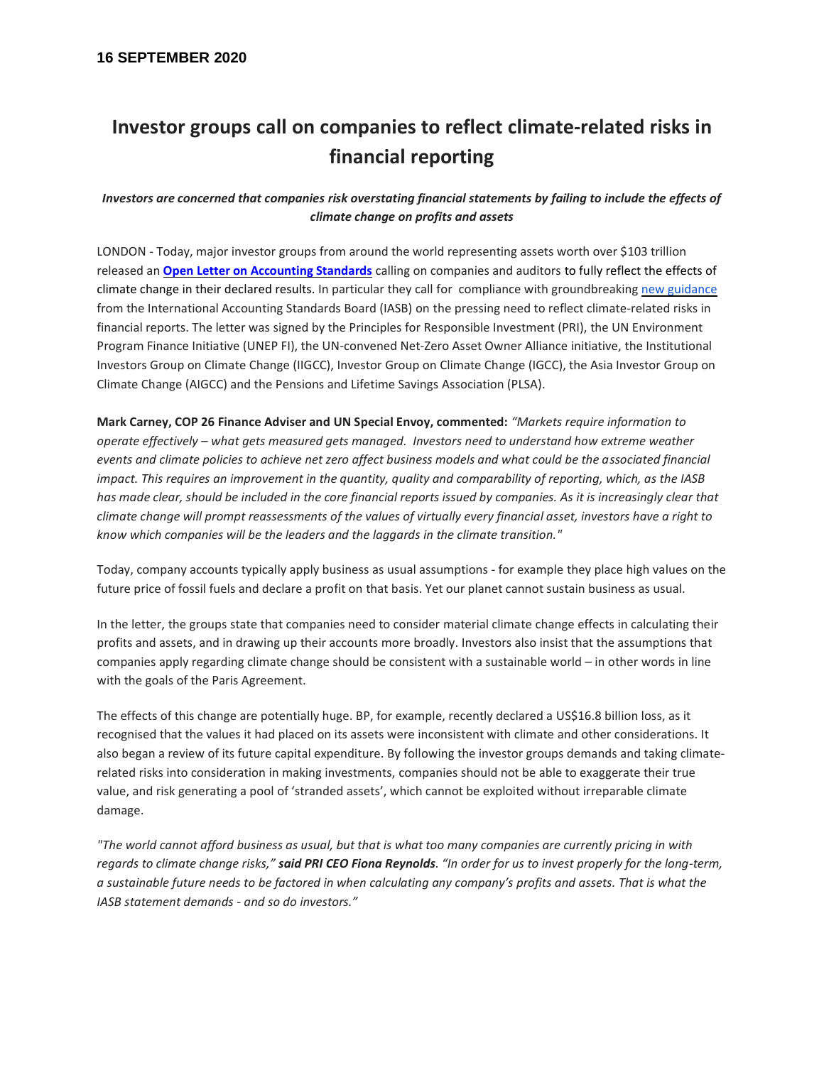**16 SEPTEMBER 2020**

# Investor groups call on companies to reflect climate-related risks in financial reporting

***Investors are concerned that companies risk overstating financial statements by failing to include the effects of climate change on profits and assets***

LONDON - Today, major investor groups from around the world representing assets worth over $103 trillion released an **Open Letter on Accounting Standards** calling on companies and auditors to fully reflect the effects of climate change in their declared results. In particular they call for compliance with groundbreaking new guidance from the International Accounting Standards Board (IASB) on the pressing need to reflect climate-related risks in financial reports. The letter was signed by the Principles for Responsible Investment (PRI), the UN Environment Program Finance Initiative (UNEP FI), the UN-convened Net-Zero Asset Owner Alliance initiative, the Institutional Investors Group on Climate Change (IIGCC), Investor Group on Climate Change (IGCC), the Asia Investor Group on Climate Change (AIGCC) and the Pensions and Lifetime Savings Association (PLSA).

**Mark Carney, COP 26 Finance Adviser and UN Special Envoy, commented:** *"Markets require information to operate effectively – what gets measured gets managed. Investors need to understand how extreme weather events and climate policies to achieve net zero affect business models and what could be the associated financial impact. This requires an improvement in the quantity, quality and comparability of reporting, which, as the IASB has made clear, should be included in the core financial reports issued by companies. As it is increasingly clear that climate change will prompt reassessments of the values of virtually every financial asset, investors have a right to know which companies will be the leaders and the laggards in the climate transition."*

Today, company accounts typically apply business as usual assumptions - for example they place high values on the future price of fossil fuels and declare a profit on that basis. Yet our planet cannot sustain business as usual.

In the letter, the groups state that companies need to consider material climate change effects in calculating their profits and assets, and in drawing up their accounts more broadly. Investors also insist that the assumptions that companies apply regarding climate change should be consistent with a sustainable world – in other words in line with the goals of the Paris Agreement.

The effects of this change are potentially huge. BP, for example, recently declared a US$16.8 billion loss, as it recognised that the values it had placed on its assets were inconsistent with climate and other considerations. It also began a review of its future capital expenditure. By following the investor groups demands and taking climate-related risks into consideration in making investments, companies should not be able to exaggerate their true value, and risk generating a pool of 'stranded assets', which cannot be exploited without irreparable climate damage.

*"The world cannot afford business as usual, but that is what too many companies are currently pricing in with regards to climate change risks,"* ***said PRI CEO Fiona Reynolds****. "In order for us to invest properly for the long-term, a sustainable future needs to be factored in when calculating any company's profits and assets. That is what the IASB statement demands - and so do investors."*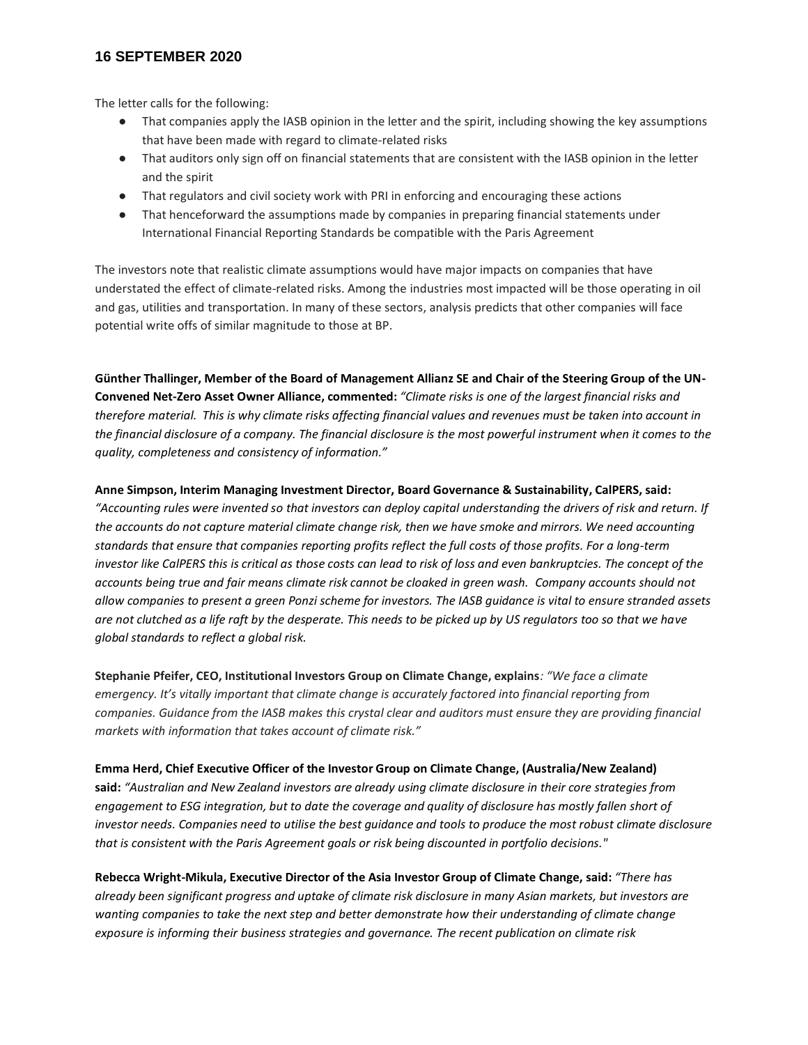The letter calls for the following:

- That companies apply the IASB opinion in the letter and the spirit, including showing the key assumptions that have been made with regard to climate-related risks
- That auditors only sign off on financial statements that are consistent with the IASB opinion in the letter and the spirit
- That regulators and civil society work with PRI in enforcing and encouraging these actions
- That henceforward the assumptions made by companies in preparing financial statements under International Financial Reporting Standards be compatible with the Paris Agreement

The investors note that realistic climate assumptions would have major impacts on companies that have understated the effect of climate-related risks. Among the industries most impacted will be those operating in oil and gas, utilities and transportation. In many of these sectors, analysis predicts that other companies will face potential write offs of similar magnitude to those at BP.

**Günther Thallinger, Member of the Board of Management Allianz SE and Chair of the Steering Group of the UN-Convened Net-Zero Asset Owner Alliance, commented:** *"Climate risks is one of the largest financial risks and therefore material. This is why climate risks affecting financial values and revenues must be taken into account in the financial disclosure of a company. The financial disclosure is the most powerful instrument when it comes to the quality, completeness and consistency of information."*

**Anne Simpson, Interim Managing Investment Director, Board Governance & Sustainability, CalPERS, said:** *"Accounting rules were invented so that investors can deploy capital understanding the drivers of risk and return. If the accounts do not capture material climate change risk, then we have smoke and mirrors. We need accounting standards that ensure that companies reporting profits reflect the full costs of those profits. For a long-term investor like CalPERS this is critical as those costs can lead to risk of loss and even bankruptcies. The concept of the accounts being true and fair means climate risk cannot be cloaked in green wash. Company accounts should not allow companies to present a green Ponzi scheme for investors. The IASB guidance is vital to ensure stranded assets are not clutched as a life raft by the desperate. This needs to be picked up by US regulators too so that we have global standards to reflect a global risk.*

**Stephanie Pfeifer, CEO, Institutional Investors Group on Climate Change, explains***: "We face a climate emergency. It's vitally important that climate change is accurately factored into financial reporting from companies. Guidance from the IASB makes this crystal clear and auditors must ensure they are providing financial markets with information that takes account of climate risk."*

**Emma Herd, Chief Executive Officer of the Investor Group on Climate Change, (Australia/New Zealand) said:** *"Australian and New Zealand investors are already using climate disclosure in their core strategies from engagement to ESG integration, but to date the coverage and quality of disclosure has mostly fallen short of investor needs. Companies need to utilise the best guidance and tools to produce the most robust climate disclosure that is consistent with the Paris Agreement goals or risk being discounted in portfolio decisions."*

**Rebecca Wright-Mikula, Executive Director of the Asia Investor Group of Climate Change, said:** *"There has already been significant progress and uptake of climate risk disclosure in many Asian markets, but investors are wanting companies to take the next step and better demonstrate how their understanding of climate change exposure is informing their business strategies and governance. The recent publication on climate risk*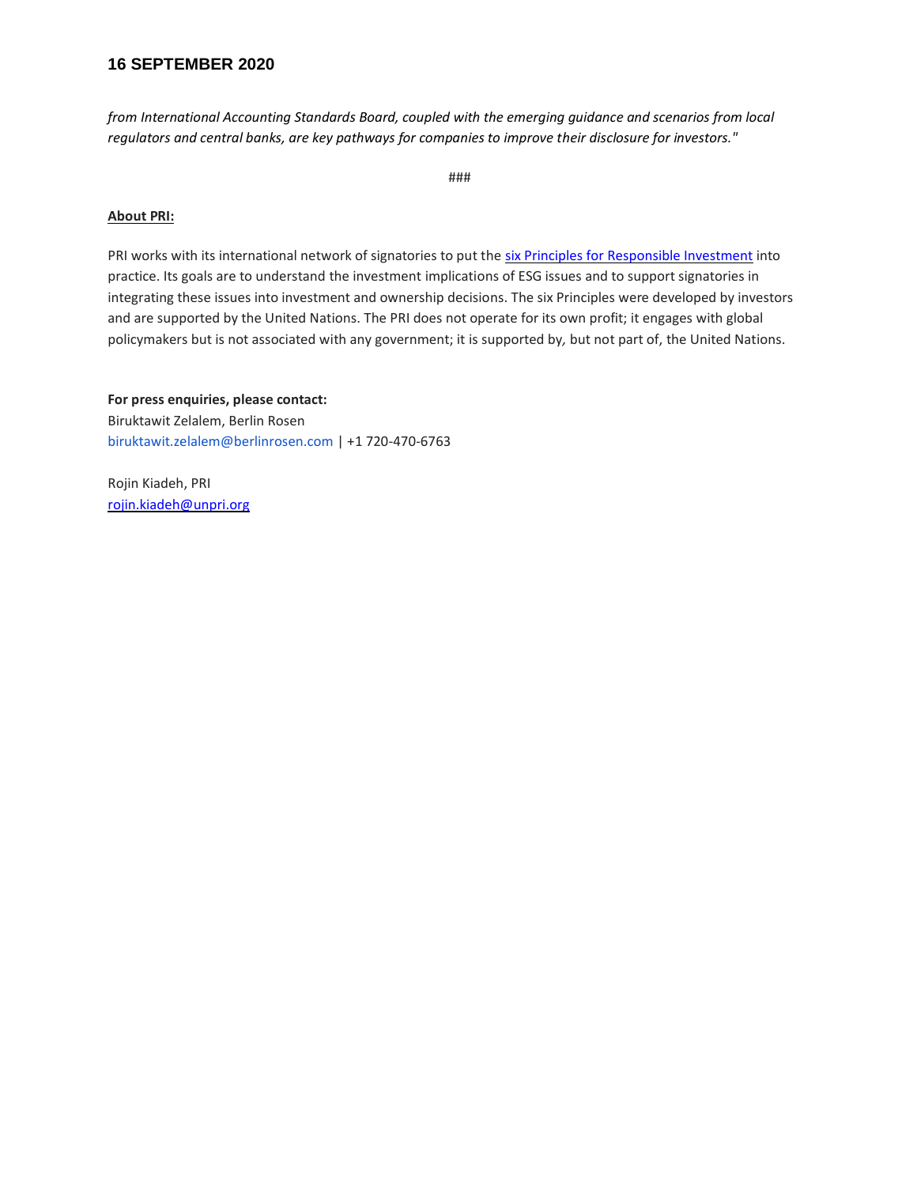*from International Accounting Standards Board, coupled with the emerging guidance and scenarios from local regulators and central banks, are key pathways for companies to improve their disclosure for investors."*

###

**About PRI:**

PRI works with its international network of signatories to put the six Principles for Responsible Investment into practice. Its goals are to understand the investment implications of ESG issues and to support signatories in integrating these issues into investment and ownership decisions. The six Principles were developed by investors and are supported by the United Nations. The PRI does not operate for its own profit; it engages with global policymakers but is not associated with any government; it is supported by, but not part of, the United Nations.

**For press enquiries, please contact:**
Biruktawit Zelalem, Berlin Rosen
biruktawit.zelalem@berlinrosen.com | +1 720-470-6763

Rojin Kiadeh, PRI
rojin.kiadeh@unpri.org